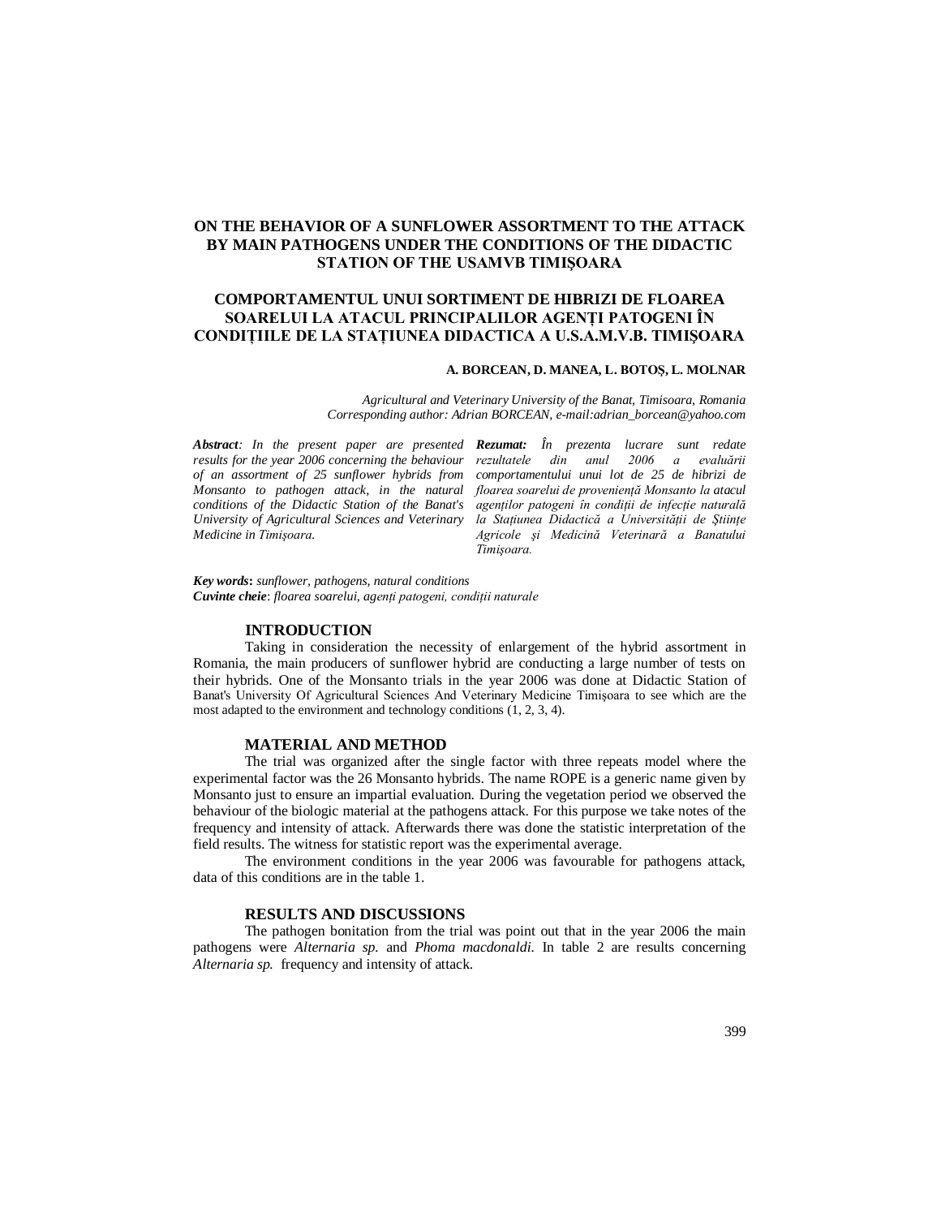# ON THE BEHAVIOR OF A SUNFLOWER ASSORTMENT TO THE ATTACK BY MAIN PATHOGENS UNDER THE CONDITIONS OF THE DIDACTIC STATION OF THE USAMVB TIMIŞOARA

# COMPORTAMENTUL UNUI SORTIMENT DE HIBRIZI DE FLOAREA SOARELUI LA ATACUL PRINCIPALILOR AGENȚI PATOGENI ÎN CONDIȚIILE DE LA STAȚIUNEA DIDACTICA A U.S.A.M.V.B. TIMIŞOARA

**A. BORCEAN, D. MANEA, L. BOTOŞ, L. MOLNAR**

*Agricultural and Veterinary University of the Banat, Timisoara, Romania*
*Corresponding author: Adrian BORCEAN, e-mail:adrian_borcean@yahoo.com*

***Abstract****: In the present paper are presented results for the year 2006 concerning the behaviour of an assortment of 25 sunflower hybrids from Monsanto to pathogen attack, in the natural conditions of the Didactic Station of the Banat's University of Agricultural Sciences and Veterinary Medicine in Timişoara.*

***Rezumat:*** *În prezenta lucrare sunt redate rezultatele din anul 2006 a evaluării comportamentului unui lot de 25 de hibrizi de floarea soarelui de proveniență Monsanto la atacul agenților patogeni în condiții de infecție naturală la Stațiunea Didactică a Universității de Științe Agricole şi Medicină Veterinară a Banatului Timişoara.*

***Key words*****:** *sunflower, pathogens, natural conditions*
***Cuvinte cheie***: *floarea soarelui, agenți patogeni, condiții naturale*

## INTRODUCTION

Taking in consideration the necessity of enlargement of the hybrid assortment in Romania, the main producers of sunflower hybrid are conducting a large number of tests on their hybrids. One of the Monsanto trials in the year 2006 was done at Didactic Station of Banat's University Of Agricultural Sciences And Veterinary Medicine Timişoara to see which are the most adapted to the environment and technology conditions (1, 2, 3, 4).

## MATERIAL AND METHOD

The trial was organized after the single factor with three repeats model where the experimental factor was the 26 Monsanto hybrids. The name ROPE is a generic name given by Monsanto just to ensure an impartial evaluation. During the vegetation period we observed the behaviour of the biologic material at the pathogens attack. For this purpose we take notes of the frequency and intensity of attack. Afterwards there was done the statistic interpretation of the field results. The witness for statistic report was the experimental average.

The environment conditions in the year 2006 was favourable for pathogens attack, data of this conditions are in the table 1.

## RESULTS AND DISCUSSIONS

The pathogen bonitation from the trial was point out that in the year 2006 the main pathogens were *Alternaria sp.* and *Phoma macdonaldi.* In table 2 are results concerning *Alternaria sp.* frequency and intensity of attack.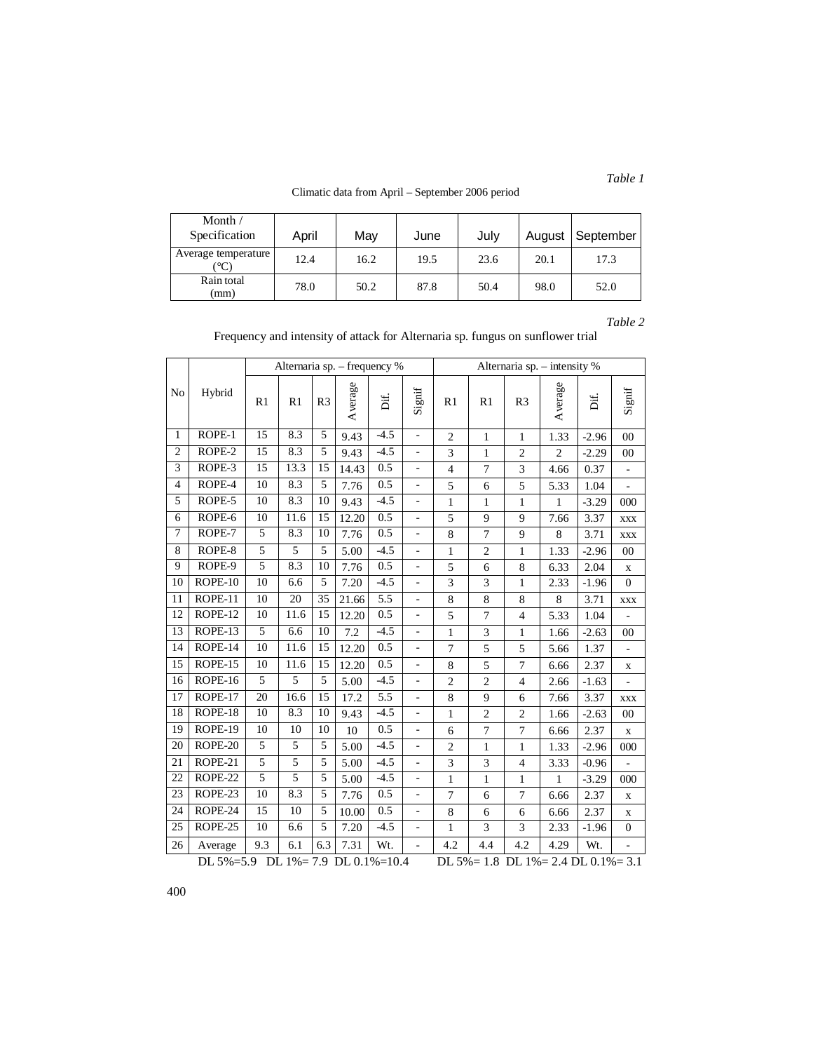*Table 1*

Climatic data from April – September 2006 period

| Month / Specification | April | May | June | July | August | September |
|---|---|---|---|---|---|---|
| Average temperature (°C) | 12.4 | 16.2 | 19.5 | 23.6 | 20.1 | 17.3 |
| Rain total (mm) | 78.0 | 50.2 | 87.8 | 50.4 | 98.0 | 52.0 |

*Table 2*

Frequency and intensity of attack for Alternaria sp. fungus on sunflower trial

| No | Hybrid | Alternaria sp. – frequency % | | | | | | Alternaria sp. – intensity % | | | | | |
|---|---|---|---|---|---|---|---|---|---|---|---|---|---|
| | | R1 | R1 | R3 | Average | Dif. | Signif | R1 | R1 | R3 | Average | Dif. | Signif |
| 1 | ROPE-1 | 15 | 8.3 | 5 | 9.43 | -4.5 | - | 2 | 1 | 1 | 1.33 | -2.96 | 00 |
| 2 | ROPE-2 | 15 | 8.3 | 5 | 9.43 | -4.5 | - | 3 | 1 | 2 | 2 | -2.29 | 00 |
| 3 | ROPE-3 | 15 | 13.3 | 15 | 14.43 | 0.5 | - | 4 | 7 | 3 | 4.66 | 0.37 | - |
| 4 | ROPE-4 | 10 | 8.3 | 5 | 7.76 | 0.5 | - | 5 | 6 | 5 | 5.33 | 1.04 | - |
| 5 | ROPE-5 | 10 | 8.3 | 10 | 9.43 | -4.5 | - | 1 | 1 | 1 | 1 | -3.29 | 000 |
| 6 | ROPE-6 | 10 | 11.6 | 15 | 12.20 | 0.5 | - | 5 | 9 | 9 | 7.66 | 3.37 | xxx |
| 7 | ROPE-7 | 5 | 8.3 | 10 | 7.76 | 0.5 | - | 8 | 7 | 9 | 8 | 3.71 | xxx |
| 8 | ROPE-8 | 5 | 5 | 5 | 5.00 | -4.5 | - | 1 | 2 | 1 | 1.33 | -2.96 | 00 |
| 9 | ROPE-9 | 5 | 8.3 | 10 | 7.76 | 0.5 | - | 5 | 6 | 8 | 6.33 | 2.04 | x |
| 10 | ROPE-10 | 10 | 6.6 | 5 | 7.20 | -4.5 | - | 3 | 3 | 1 | 2.33 | -1.96 | 0 |
| 11 | ROPE-11 | 10 | 20 | 35 | 21.66 | 5.5 | - | 8 | 8 | 8 | 8 | 3.71 | xxx |
| 12 | ROPE-12 | 10 | 11.6 | 15 | 12.20 | 0.5 | - | 5 | 7 | 4 | 5.33 | 1.04 | - |
| 13 | ROPE-13 | 5 | 6.6 | 10 | 7.2 | -4.5 | - | 1 | 3 | 1 | 1.66 | -2.63 | 00 |
| 14 | ROPE-14 | 10 | 11.6 | 15 | 12.20 | 0.5 | - | 7 | 5 | 5 | 5.66 | 1.37 | - |
| 15 | ROPE-15 | 10 | 11.6 | 15 | 12.20 | 0.5 | - | 8 | 5 | 7 | 6.66 | 2.37 | x |
| 16 | ROPE-16 | 5 | 5 | 5 | 5.00 | -4.5 | - | 2 | 2 | 4 | 2.66 | -1.63 | - |
| 17 | ROPE-17 | 20 | 16.6 | 15 | 17.2 | 5.5 | - | 8 | 9 | 6 | 7.66 | 3.37 | xxx |
| 18 | ROPE-18 | 10 | 8.3 | 10 | 9.43 | -4.5 | - | 1 | 2 | 2 | 1.66 | -2.63 | 00 |
| 19 | ROPE-19 | 10 | 10 | 10 | 10 | 0.5 | - | 6 | 7 | 7 | 6.66 | 2.37 | x |
| 20 | ROPE-20 | 5 | 5 | 5 | 5.00 | -4.5 | - | 2 | 1 | 1 | 1.33 | -2.96 | 000 |
| 21 | ROPE-21 | 5 | 5 | 5 | 5.00 | -4.5 | - | 3 | 3 | 4 | 3.33 | -0.96 | - |
| 22 | ROPE-22 | 5 | 5 | 5 | 5.00 | -4.5 | - | 1 | 1 | 1 | 1 | -3.29 | 000 |
| 23 | ROPE-23 | 10 | 8.3 | 5 | 7.76 | 0.5 | - | 7 | 6 | 7 | 6.66 | 2.37 | x |
| 24 | ROPE-24 | 15 | 10 | 5 | 10.00 | 0.5 | - | 8 | 6 | 6 | 6.66 | 2.37 | x |
| 25 | ROPE-25 | 10 | 6.6 | 5 | 7.20 | -4.5 | - | 1 | 3 | 3 | 2.33 | -1.96 | 0 |
| 26 | Average | 9.3 | 6.1 | 6.3 | 7.31 | Wt. | - | 4.2 | 4.4 | 4.2 | 4.29 | Wt. | - |

DL 5%=5.9 DL 1%= 7.9 DL 0.1%=10.4 DL 5%= 1.8 DL 1%= 2.4 DL 0.1%= 3.1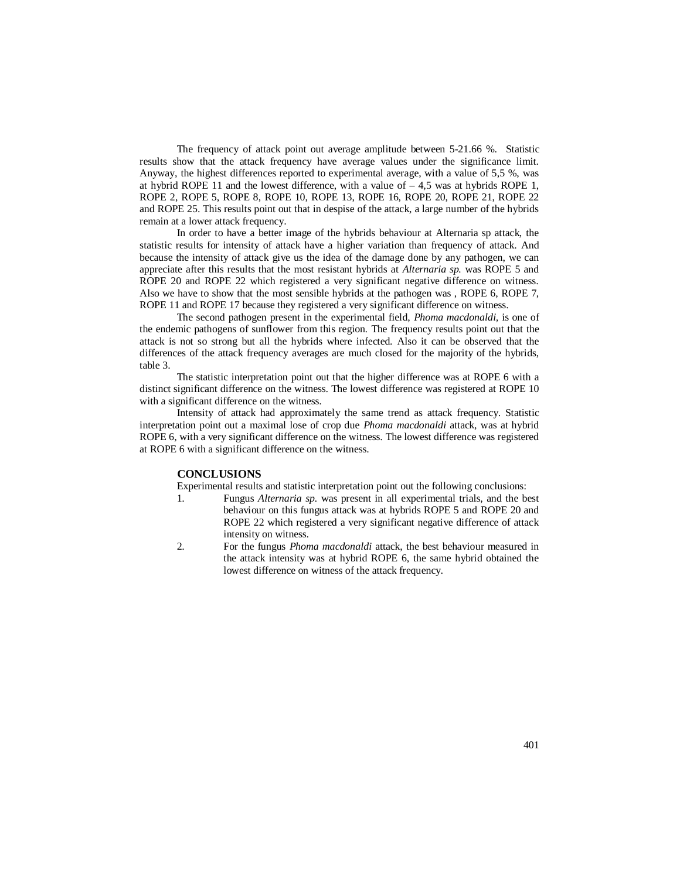The frequency of attack point out average amplitude between 5-21.66 %. Statistic results show that the attack frequency have average values under the significance limit. Anyway, the highest differences reported to experimental average, with a value of 5,5 %, was at hybrid ROPE 11 and the lowest difference, with a value of – 4,5 was at hybrids ROPE 1, ROPE 2, ROPE 5, ROPE 8, ROPE 10, ROPE 13, ROPE 16, ROPE 20, ROPE 21, ROPE 22 and ROPE 25. This results point out that in despise of the attack, a large number of the hybrids remain at a lower attack frequency.

In order to have a better image of the hybrids behaviour at Alternaria sp attack, the statistic results for intensity of attack have a higher variation than frequency of attack. And because the intensity of attack give us the idea of the damage done by any pathogen, we can appreciate after this results that the most resistant hybrids at *Alternaria sp.* was ROPE 5 and ROPE 20 and ROPE 22 which registered a very significant negative difference on witness. Also we have to show that the most sensible hybrids at the pathogen was , ROPE 6, ROPE 7, ROPE 11 and ROPE 17 because they registered a very significant difference on witness.

The second pathogen present in the experimental field, *Phoma macdonaldi,* is one of the endemic pathogens of sunflower from this region. The frequency results point out that the attack is not so strong but all the hybrids where infected. Also it can be observed that the differences of the attack frequency averages are much closed for the majority of the hybrids, table 3.

The statistic interpretation point out that the higher difference was at ROPE 6 with a distinct significant difference on the witness. The lowest difference was registered at ROPE 10 with a significant difference on the witness.

Intensity of attack had approximately the same trend as attack frequency. Statistic interpretation point out a maximal lose of crop due *Phoma macdonaldi* attack, was at hybrid ROPE 6, with a very significant difference on the witness. The lowest difference was registered at ROPE 6 with a significant difference on the witness.

## CONCLUSIONS

Experimental results and statistic interpretation point out the following conclusions:

1. Fungus *Alternaria sp.* was present in all experimental trials, and the best behaviour on this fungus attack was at hybrids ROPE 5 and ROPE 20 and ROPE 22 which registered a very significant negative difference of attack intensity on witness.
2. For the fungus *Phoma macdonaldi* attack, the best behaviour measured in the attack intensity was at hybrid ROPE 6, the same hybrid obtained the lowest difference on witness of the attack frequency.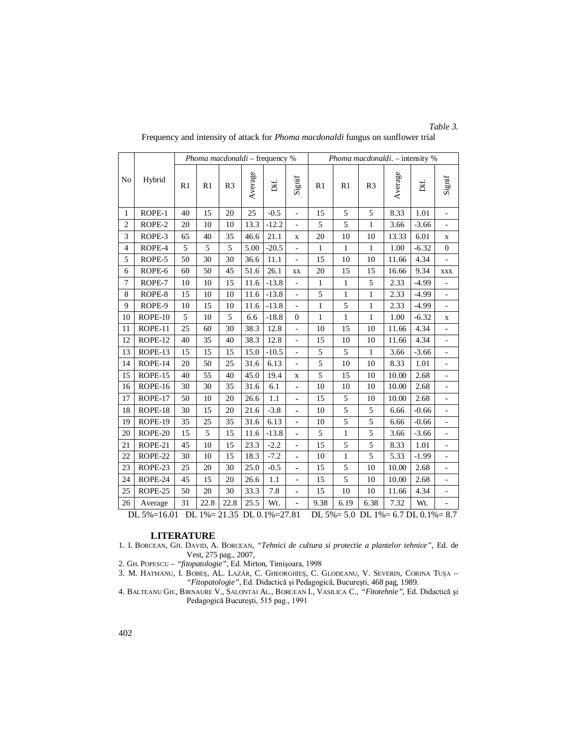*Table 3.*

Frequency and intensity of attack for *Phoma macdonaldi* fungus on sunflower trial

| No | Hybrid | *Phoma macdonaldi* – frequency % | | | | | | *Phoma macdonaldi*. – intensity % | | | | | |
|---|---|---|---|---|---|---|---|---|---|---|---|---|---|
| | | R1 | R1 | R3 | Average | Dif. | Signif | R1 | R1 | R3 | Average | Dif. | Signif |
| 1 | ROPE-1 | 40 | 15 | 20 | 25 | -0.5 | - | 15 | 5 | 5 | 8.33 | 1.01 | - |
| 2 | ROPE-2 | 20 | 10 | 10 | 13.3 | -12.2 | - | 5 | 5 | 1 | 3.66 | -3.66 | - |
| 3 | ROPE-3 | 65 | 40 | 35 | 46.6 | 21.1 | x | 20 | 10 | 10 | 13.33 | 6.01 | x |
| 4 | ROPE-4 | 5 | 5 | 5 | 5.00 | -20.5 | - | 1 | 1 | 1 | 1.00 | -6.32 | 0 |
| 5 | ROPE-5 | 50 | 30 | 30 | 36.6 | 11.1 | - | 15 | 10 | 10 | 11.66 | 4.34 | - |
| 6 | ROPE-6 | 60 | 50 | 45 | 51.6 | 26.1 | xx | 20 | 15 | 15 | 16.66 | 9.34 | xxx |
| 7 | ROPE-7 | 10 | 10 | 15 | 11.6 | -13.8 | - | 1 | 1 | 5 | 2.33 | -4.99 | - |
| 8 | ROPE-8 | 15 | 10 | 10 | 11.6 | -13.8 | - | 5 | 1 | 1 | 2.33 | -4.99 | - |
| 9 | ROPE-9 | 10 | 15 | 10 | 11.6 | -13.8 | - | 1 | 5 | 1 | 2.33 | -4.99 | - |
| 10 | ROPE-10 | 5 | 10 | 5 | 6.6 | -18.8 | 0 | 1 | 1 | 1 | 1.00 | -6.32 | x |
| 11 | ROPE-11 | 25 | 60 | 30 | 38.3 | 12.8 | - | 10 | 15 | 10 | 11.66 | 4.34 | - |
| 12 | ROPE-12 | 40 | 35 | 40 | 38.3 | 12.8 | - | 15 | 10 | 10 | 11.66 | 4.34 | - |
| 13 | ROPE-13 | 15 | 15 | 15 | 15.0 | -10.5 | - | 5 | 5 | 1 | 3.66 | -3.66 | - |
| 14 | ROPE-14 | 20 | 50 | 25 | 31.6 | 6.13 | - | 5 | 10 | 10 | 8.33 | 1.01 | - |
| 15 | ROPE-15 | 40 | 55 | 40 | 45.0 | 19.4 | x | 5 | 15 | 10 | 10.00 | 2.68 | - |
| 16 | ROPE-16 | 30 | 30 | 35 | 31.6 | 6.1 | - | 10 | 10 | 10 | 10.00 | 2.68 | - |
| 17 | ROPE-17 | 50 | 10 | 20 | 26.6 | 1.1 | - | 15 | 5 | 10 | 10.00 | 2.68 | - |
| 18 | ROPE-18 | 30 | 15 | 20 | 21.6 | -3.8 | - | 10 | 5 | 5 | 6.66 | -0.66 | - |
| 19 | ROPE-19 | 35 | 25 | 35 | 31.6 | 6.13 | - | 10 | 5 | 5 | 6.66 | -0.66 | - |
| 20 | ROPE-20 | 15 | 5 | 15 | 11.6 | -13.8 | - | 5 | 1 | 5 | 3.66 | -3.66 | - |
| 21 | ROPE-21 | 45 | 10 | 15 | 23.3 | -2.2 | - | 15 | 5 | 5 | 8.33 | 1.01 | - |
| 22 | ROPE-22 | 30 | 10 | 15 | 18.3 | -7.2 | - | 10 | 1 | 5 | 5.33 | -1.99 | - |
| 23 | ROPE-23 | 25 | 20 | 30 | 25.0 | -0.5 | - | 15 | 5 | 10 | 10.00 | 2.68 | - |
| 24 | ROPE-24 | 45 | 15 | 20 | 26.6 | 1.1 | - | 15 | 5 | 10 | 10.00 | 2.68 | - |
| 25 | ROPE-25 | 50 | 20 | 30 | 33.3 | 7.8 | - | 15 | 10 | 10 | 11.66 | 4.34 | - |
| 26 | Average | 31 | 22.8 | 22.8 | 25.5 | Wt. | - | 9.38 | 6.19 | 6.38 | 7.32 | Wt. | - |

DL 5%=16.01 DL 1%= 21.35 DL 0.1%=27.81 DL 5%= 5.0 DL 1%= 6.7 DL 0.1%= 8.7

## LITERATURE

1. I. BORCEAN, GH. DAVID, A. BORCEAN, *"Tehnici de cultura si protectie a plantelor tehnice"*, Ed. de Vest, 275 pag., 2007,
2. GH. POPESCU – *"fitopatologie"*, Ed. Mirton, Timişoara, 1998
3. M. HATMANU, I. BOBEŞ, AL. LAZĂR, C. GHEORGHIEŞ, C. GLODEANU, V. SEVERIN, CORINA TUŞA – *"Fitopatologie"*, Ed. Didactică şi Pedagogică, Bucureşti, 468 pag, 1989.
4. BALTEANU GH., BIRNAURE V., SALONTAI AL., BORCEAN I., VASILICA C., *"Fitotehnie"*, Ed. Didactică şi Pedagogică Bucureşti, 515 pag., 1991